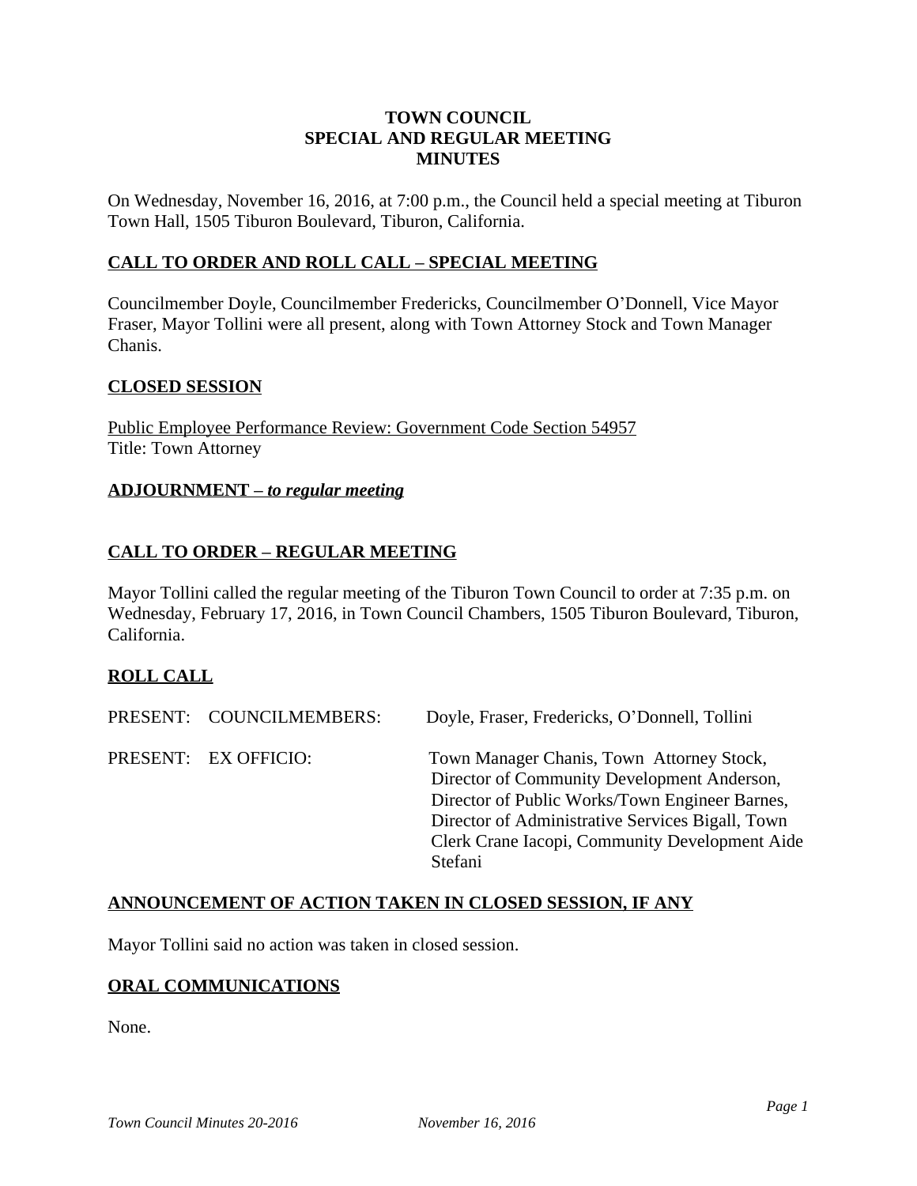# TOWN COUNCIL
# SPECIAL AND REGULAR MEETING
# MINUTES

On Wednesday, November 16, 2016, at 7:00 p.m., the Council held a special meeting at Tiburon Town Hall, 1505 Tiburon Boulevard, Tiburon, California.

## CALL TO ORDER AND ROLL CALL – SPECIAL MEETING

Councilmember Doyle, Councilmember Fredericks, Councilmember O'Donnell, Vice Mayor Fraser, Mayor Tollini were all present, along with Town Attorney Stock and Town Manager Chanis.

## CLOSED SESSION

Public Employee Performance Review: Government Code Section 54957
Title: Town Attorney

## ADJOURNMENT – *to regular meeting*

## CALL TO ORDER – REGULAR MEETING

Mayor Tollini called the regular meeting of the Tiburon Town Council to order at 7:35 p.m. on Wednesday, February 17, 2016, in Town Council Chambers, 1505 Tiburon Boulevard, Tiburon, California.

## ROLL CALL

| | | |
|---|---|---|
| PRESENT: | COUNCILMEMBERS: | Doyle, Fraser, Fredericks, O'Donnell, Tollini |
| PRESENT: | EX OFFICIO: | Town Manager Chanis, Town Attorney Stock, Director of Community Development Anderson, Director of Public Works/Town Engineer Barnes, Director of Administrative Services Bigall, Town Clerk Crane Iacopi, Community Development Aide Stefani |

## ANNOUNCEMENT OF ACTION TAKEN IN CLOSED SESSION, IF ANY

Mayor Tollini said no action was taken in closed session.

## ORAL COMMUNICATIONS

None.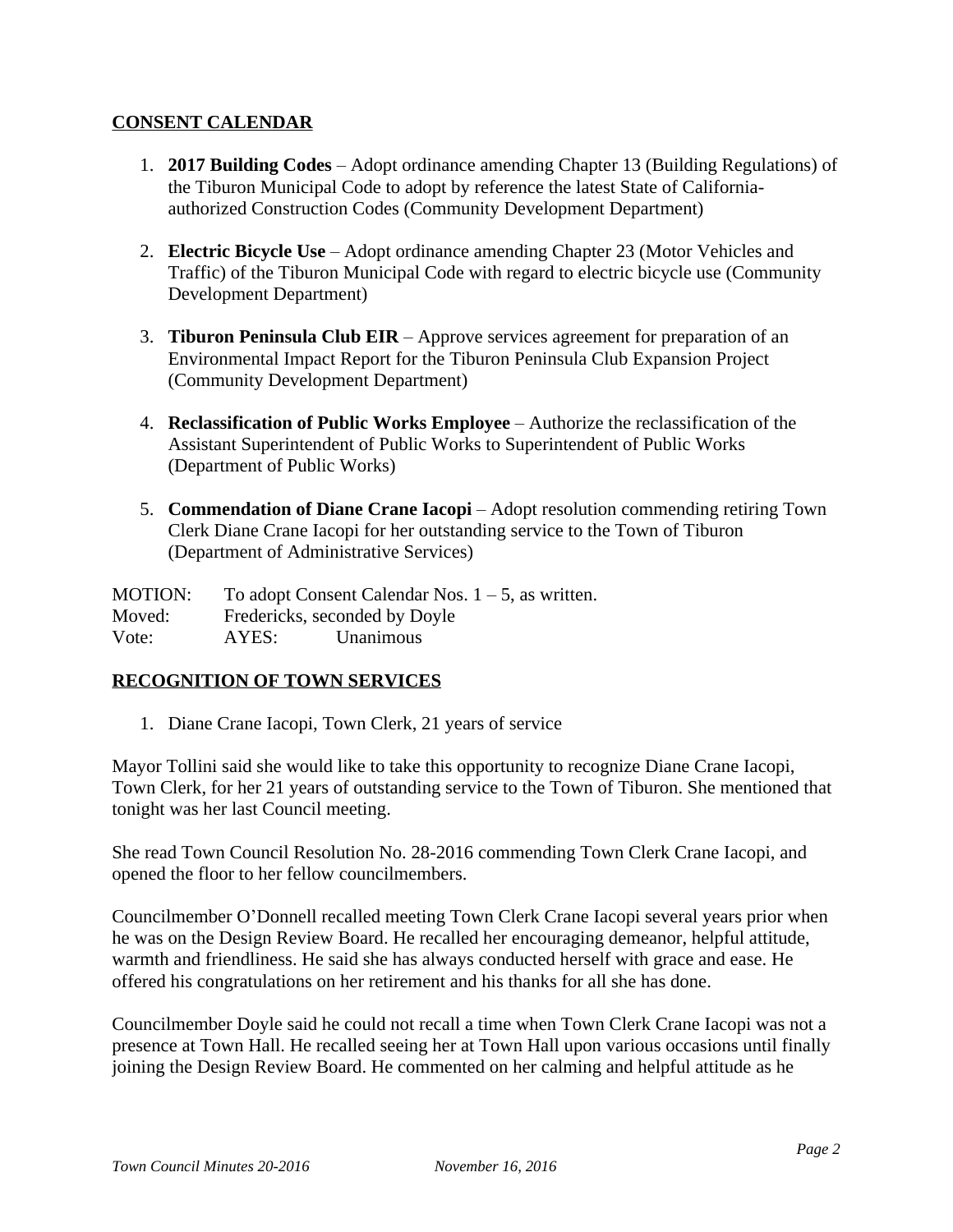## CONSENT CALENDAR

1. **2017 Building Codes** – Adopt ordinance amending Chapter 13 (Building Regulations) of the Tiburon Municipal Code to adopt by reference the latest State of California-authorized Construction Codes (Community Development Department)

2. **Electric Bicycle Use** – Adopt ordinance amending Chapter 23 (Motor Vehicles and Traffic) of the Tiburon Municipal Code with regard to electric bicycle use (Community Development Department)

3. **Tiburon Peninsula Club EIR** – Approve services agreement for preparation of an Environmental Impact Report for the Tiburon Peninsula Club Expansion Project (Community Development Department)

4. **Reclassification of Public Works Employee** – Authorize the reclassification of the Assistant Superintendent of Public Works to Superintendent of Public Works (Department of Public Works)

5. **Commendation of Diane Crane Iacopi** – Adopt resolution commending retiring Town Clerk Diane Crane Iacopi for her outstanding service to the Town of Tiburon (Department of Administrative Services)

MOTION: To adopt Consent Calendar Nos. 1 – 5, as written.
Moved: Fredericks, seconded by Doyle
Vote: AYES: Unanimous

## RECOGNITION OF TOWN SERVICES

1. Diane Crane Iacopi, Town Clerk, 21 years of service

Mayor Tollini said she would like to take this opportunity to recognize Diane Crane Iacopi, Town Clerk, for her 21 years of outstanding service to the Town of Tiburon. She mentioned that tonight was her last Council meeting.

She read Town Council Resolution No. 28-2016 commending Town Clerk Crane Iacopi, and opened the floor to her fellow councilmembers.

Councilmember O'Donnell recalled meeting Town Clerk Crane Iacopi several years prior when he was on the Design Review Board. He recalled her encouraging demeanor, helpful attitude, warmth and friendliness. He said she has always conducted herself with grace and ease. He offered his congratulations on her retirement and his thanks for all she has done.

Councilmember Doyle said he could not recall a time when Town Clerk Crane Iacopi was not a presence at Town Hall. He recalled seeing her at Town Hall upon various occasions until finally joining the Design Review Board. He commented on her calming and helpful attitude as he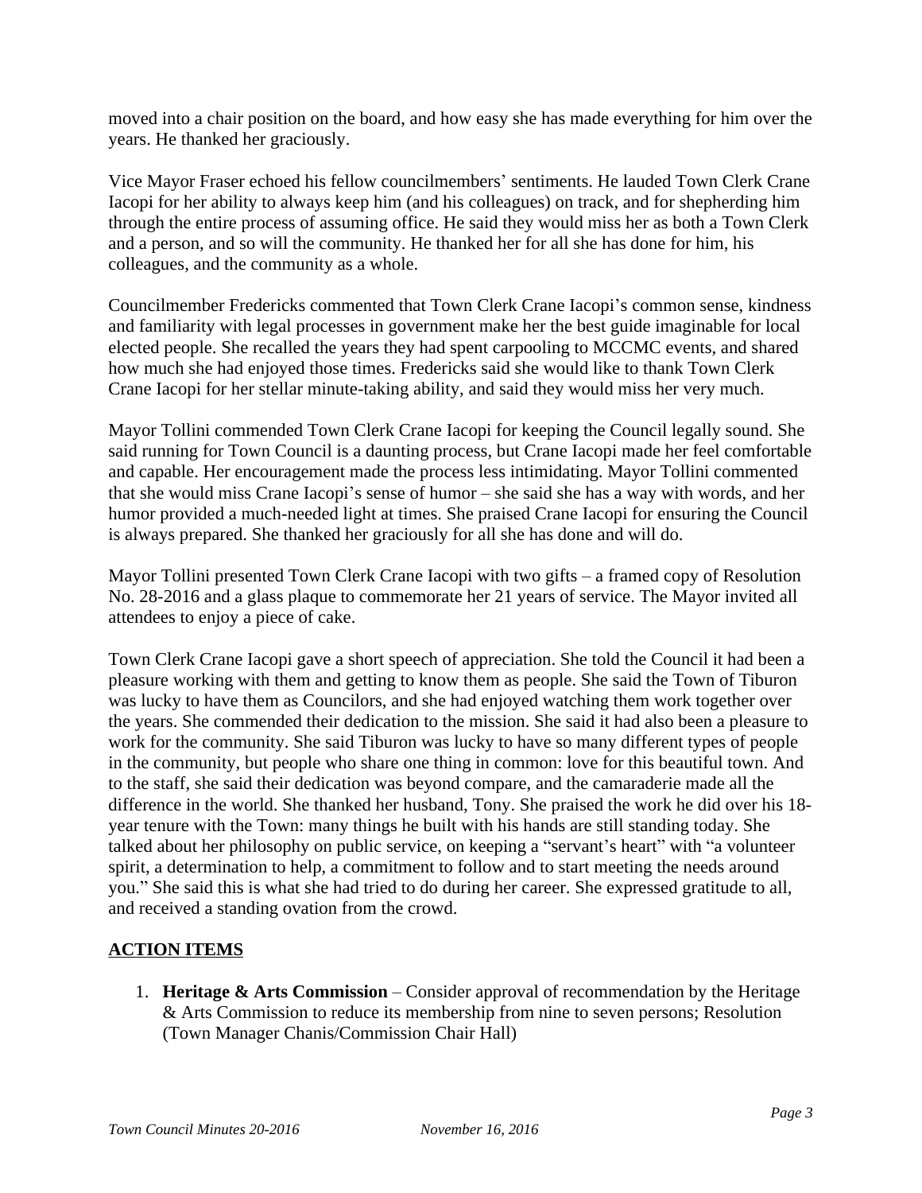moved into a chair position on the board, and how easy she has made everything for him over the years. He thanked her graciously.

Vice Mayor Fraser echoed his fellow councilmembers' sentiments. He lauded Town Clerk Crane Iacopi for her ability to always keep him (and his colleagues) on track, and for shepherding him through the entire process of assuming office. He said they would miss her as both a Town Clerk and a person, and so will the community. He thanked her for all she has done for him, his colleagues, and the community as a whole.

Councilmember Fredericks commented that Town Clerk Crane Iacopi's common sense, kindness and familiarity with legal processes in government make her the best guide imaginable for local elected people. She recalled the years they had spent carpooling to MCCMC events, and shared how much she had enjoyed those times. Fredericks said she would like to thank Town Clerk Crane Iacopi for her stellar minute-taking ability, and said they would miss her very much.

Mayor Tollini commended Town Clerk Crane Iacopi for keeping the Council legally sound. She said running for Town Council is a daunting process, but Crane Iacopi made her feel comfortable and capable. Her encouragement made the process less intimidating. Mayor Tollini commented that she would miss Crane Iacopi's sense of humor – she said she has a way with words, and her humor provided a much-needed light at times. She praised Crane Iacopi for ensuring the Council is always prepared. She thanked her graciously for all she has done and will do.

Mayor Tollini presented Town Clerk Crane Iacopi with two gifts – a framed copy of Resolution No. 28-2016 and a glass plaque to commemorate her 21 years of service. The Mayor invited all attendees to enjoy a piece of cake.

Town Clerk Crane Iacopi gave a short speech of appreciation. She told the Council it had been a pleasure working with them and getting to know them as people. She said the Town of Tiburon was lucky to have them as Councilors, and she had enjoyed watching them work together over the years. She commended their dedication to the mission. She said it had also been a pleasure to work for the community. She said Tiburon was lucky to have so many different types of people in the community, but people who share one thing in common: love for this beautiful town. And to the staff, she said their dedication was beyond compare, and the camaraderie made all the difference in the world. She thanked her husband, Tony. She praised the work he did over his 18-year tenure with the Town: many things he built with his hands are still standing today. She talked about her philosophy on public service, on keeping a "servant's heart" with "a volunteer spirit, a determination to help, a commitment to follow and to start meeting the needs around you." She said this is what she had tried to do during her career. She expressed gratitude to all, and received a standing ovation from the crowd.

## ACTION ITEMS

1. **Heritage & Arts Commission** – Consider approval of recommendation by the Heritage & Arts Commission to reduce its membership from nine to seven persons; Resolution (Town Manager Chanis/Commission Chair Hall)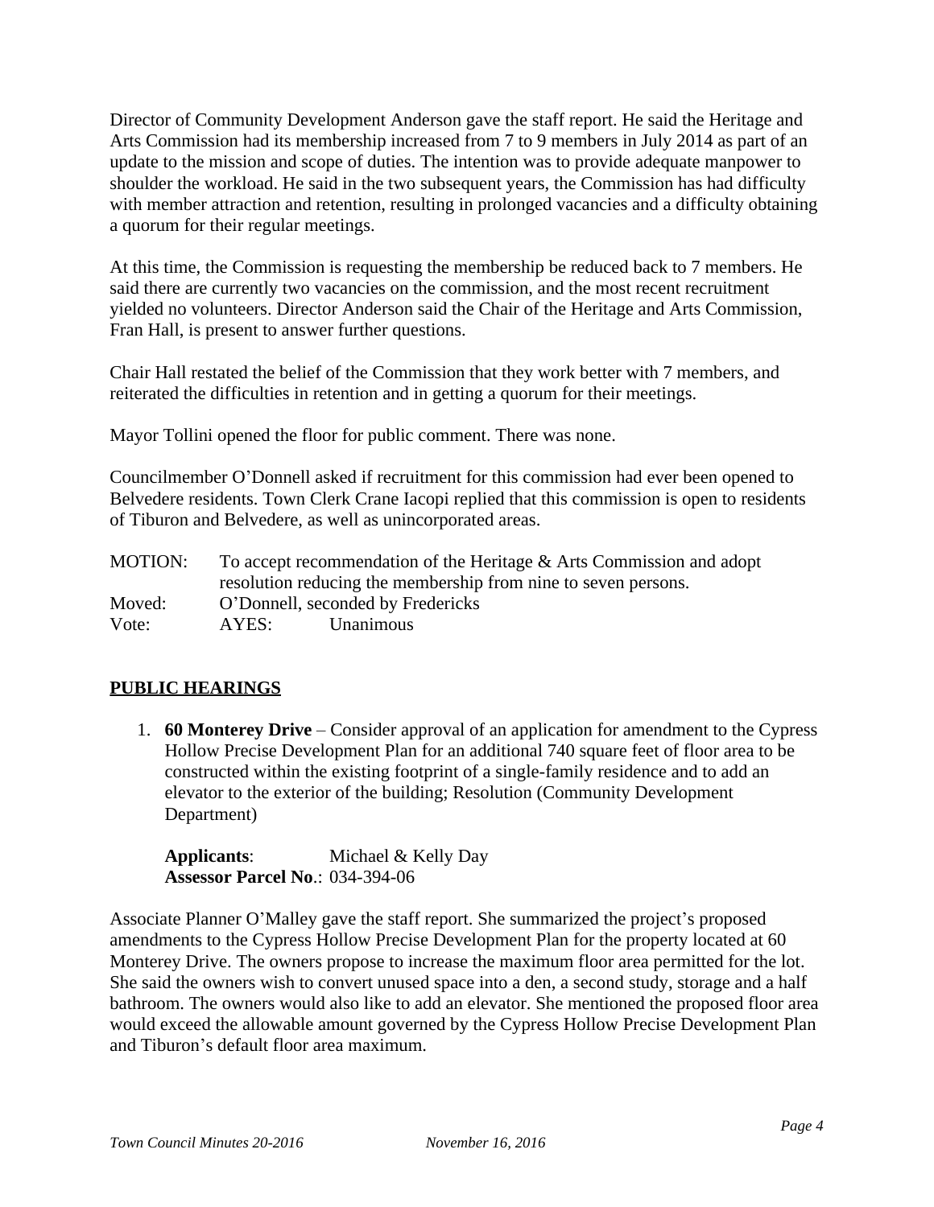Director of Community Development Anderson gave the staff report. He said the Heritage and Arts Commission had its membership increased from 7 to 9 members in July 2014 as part of an update to the mission and scope of duties. The intention was to provide adequate manpower to shoulder the workload. He said in the two subsequent years, the Commission has had difficulty with member attraction and retention, resulting in prolonged vacancies and a difficulty obtaining a quorum for their regular meetings.

At this time, the Commission is requesting the membership be reduced back to 7 members. He said there are currently two vacancies on the commission, and the most recent recruitment yielded no volunteers. Director Anderson said the Chair of the Heritage and Arts Commission, Fran Hall, is present to answer further questions.

Chair Hall restated the belief of the Commission that they work better with 7 members, and reiterated the difficulties in retention and in getting a quorum for their meetings.

Mayor Tollini opened the floor for public comment. There was none.

Councilmember O'Donnell asked if recruitment for this commission had ever been opened to Belvedere residents. Town Clerk Crane Iacopi replied that this commission is open to residents of Tiburon and Belvedere, as well as unincorporated areas.

MOTION: To accept recommendation of the Heritage & Arts Commission and adopt resolution reducing the membership from nine to seven persons.
Moved: O'Donnell, seconded by Fredericks
Vote: AYES: Unanimous

## PUBLIC HEARINGS

1. **60 Monterey Drive** – Consider approval of an application for amendment to the Cypress Hollow Precise Development Plan for an additional 740 square feet of floor area to be constructed within the existing footprint of a single-family residence and to add an elevator to the exterior of the building; Resolution (Community Development Department)

   **Applicants**: Michael & Kelly Day
   **Assessor Parcel No**.: 034-394-06

Associate Planner O'Malley gave the staff report. She summarized the project's proposed amendments to the Cypress Hollow Precise Development Plan for the property located at 60 Monterey Drive. The owners propose to increase the maximum floor area permitted for the lot. She said the owners wish to convert unused space into a den, a second study, storage and a half bathroom. The owners would also like to add an elevator. She mentioned the proposed floor area would exceed the allowable amount governed by the Cypress Hollow Precise Development Plan and Tiburon's default floor area maximum.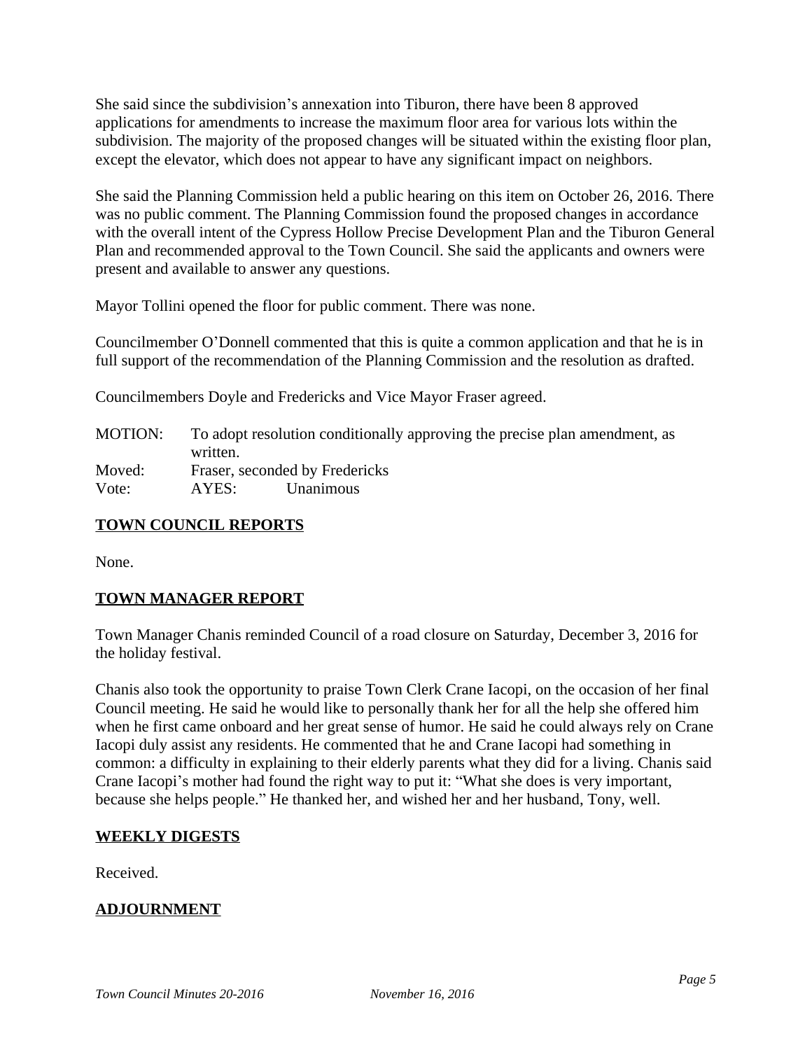She said since the subdivision's annexation into Tiburon, there have been 8 approved applications for amendments to increase the maximum floor area for various lots within the subdivision. The majority of the proposed changes will be situated within the existing floor plan, except the elevator, which does not appear to have any significant impact on neighbors.

She said the Planning Commission held a public hearing on this item on October 26, 2016. There was no public comment. The Planning Commission found the proposed changes in accordance with the overall intent of the Cypress Hollow Precise Development Plan and the Tiburon General Plan and recommended approval to the Town Council. She said the applicants and owners were present and available to answer any questions.

Mayor Tollini opened the floor for public comment. There was none.

Councilmember O'Donnell commented that this is quite a common application and that he is in full support of the recommendation of the Planning Commission and the resolution as drafted.

Councilmembers Doyle and Fredericks and Vice Mayor Fraser agreed.

MOTION: To adopt resolution conditionally approving the precise plan amendment, as written.
Moved: Fraser, seconded by Fredericks
Vote: AYES: Unanimous

## TOWN COUNCIL REPORTS

None.

## TOWN MANAGER REPORT

Town Manager Chanis reminded Council of a road closure on Saturday, December 3, 2016 for the holiday festival.

Chanis also took the opportunity to praise Town Clerk Crane Iacopi, on the occasion of her final Council meeting. He said he would like to personally thank her for all the help she offered him when he first came onboard and her great sense of humor. He said he could always rely on Crane Iacopi duly assist any residents. He commented that he and Crane Iacopi had something in common: a difficulty in explaining to their elderly parents what they did for a living. Chanis said Crane Iacopi's mother had found the right way to put it: "What she does is very important, because she helps people." He thanked her, and wished her and her husband, Tony, well.

## WEEKLY DIGESTS

Received.

## ADJOURNMENT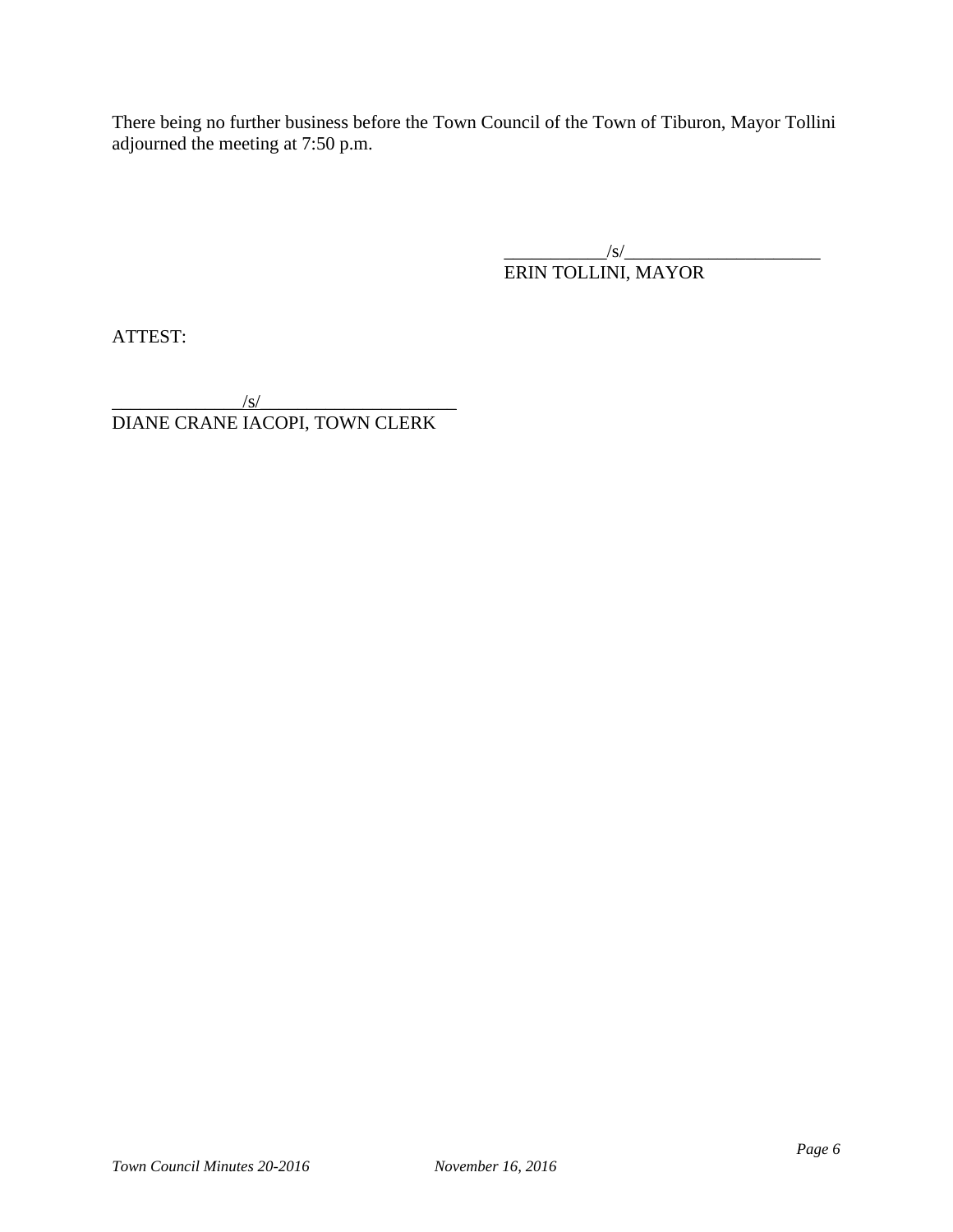There being no further business before the Town Council of the Town of Tiburon, Mayor Tollini adjourned the meeting at 7:50 p.m.

___________/s/_____________________
ERIN TOLLINI, MAYOR

ATTEST:

______________/s/_____________________
DIANE CRANE IACOPI, TOWN CLERK